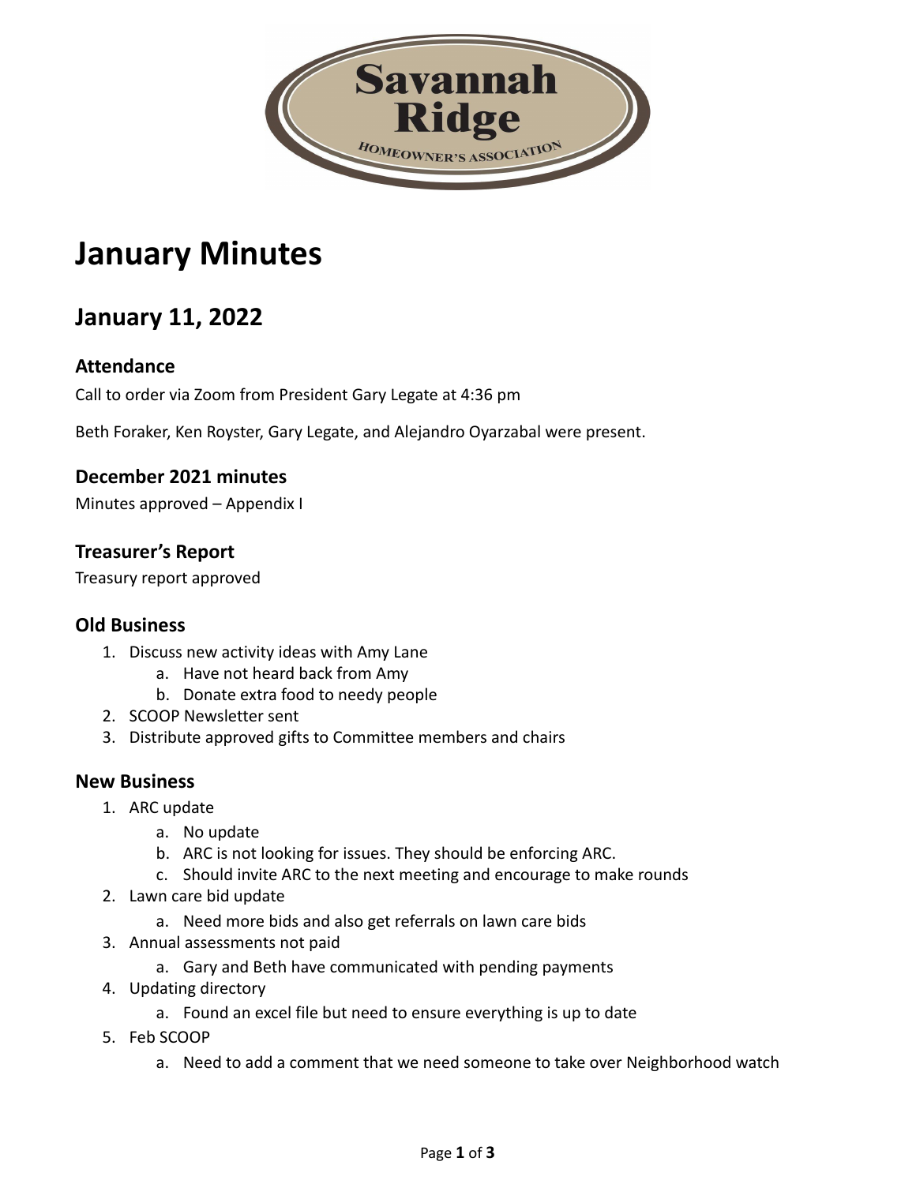Savannah Ridge

HOMEOWNER'S ASSOCIATION

# January Minutes

## January 11, 2022

### Attendance

Call to order via Zoom from President Gary Legate at 4:36 pm

Beth Foraker, Ken Royster, Gary Legate, and Alejandro Oyarzabal were present.

### December 2021 minutes

Minutes approved – Appendix I

### Treasurer's Report

Treasury report approved

### Old Business

1. Discuss new activity ideas with Amy Lane
   a. Have not heard back from Amy
   b. Donate extra food to needy people
2. SCOOP Newsletter sent
3. Distribute approved gifts to Committee members and chairs

### New Business

1. ARC update
   a. No update
   b. ARC is not looking for issues. They should be enforcing ARC.
   c. Should invite ARC to the next meeting and encourage to make rounds
2. Lawn care bid update
   a. Need more bids and also get referrals on lawn care bids
3. Annual assessments not paid
   a. Gary and Beth have communicated with pending payments
4. Updating directory
   a. Found an excel file but need to ensure everything is up to date
5. Feb SCOOP
   a. Need to add a comment that we need someone to take over Neighborhood watch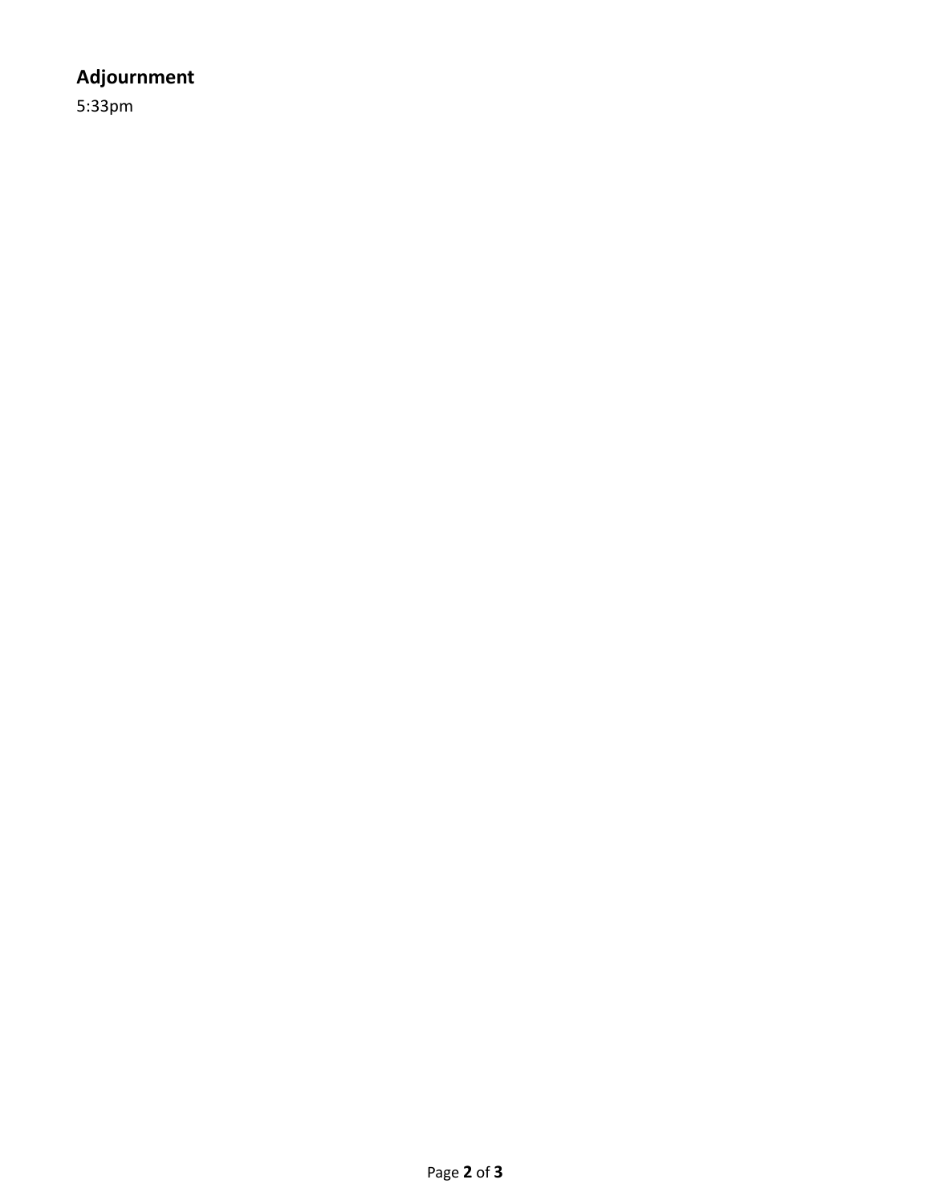### Adjournment

5:33pm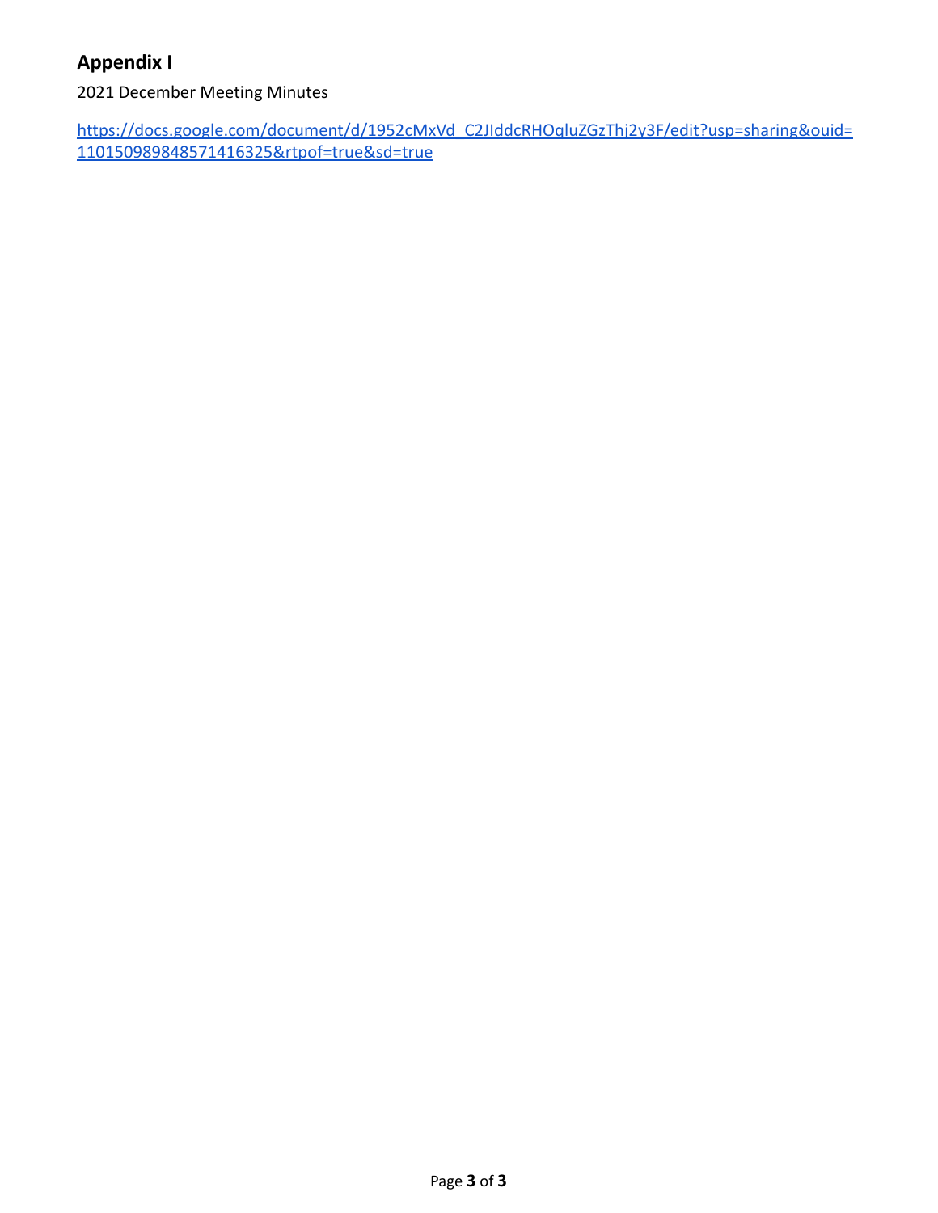## Appendix I

2021 December Meeting Minutes

https://docs.google.com/document/d/1952cMxVd_C2JIddcRHOqluZGzThj2y3F/edit?usp=sharing&ouid=110150989848571416325&rtpof=true&sd=true